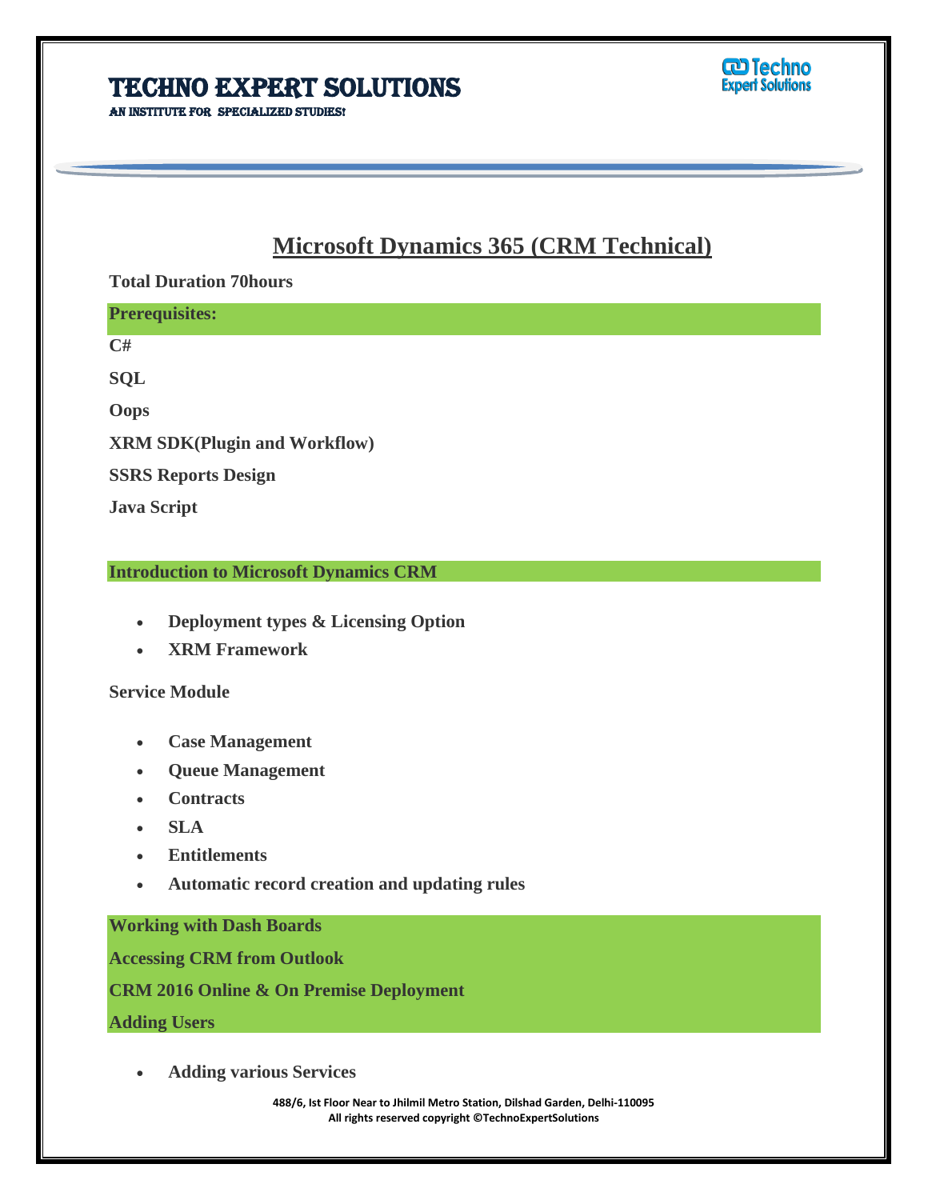# TECHNO EXPERT SOLUTIONS

AN INSTITUTE FOR SPECIALIZED STUDIES!

## Microsoft Dynamics 365 (CRM Technical)

**Total Duration 70hours**

**Prerequisites:**

**C#**

**SQL**

**Oops**

**XRM SDK(Plugin and Workflow)**

**SSRS Reports Design**

**Java Script**

**Introduction to Microsoft Dynamics CRM**

- **Deployment types & Licensing Option**
- **XRM Framework**

**Service Module**

- **Case Management**
- **Queue Management**
- **Contracts**
- **SLA**
- **Entitlements**
- **Automatic record creation and updating rules**

**Working with Dash Boards**

**Accessing CRM from Outlook**

**CRM 2016 Online & On Premise Deployment**

**Adding Users**

- **Adding various Services**

488/6, Ist Floor Near to Jhilmil Metro Station, Dilshad Garden, Delhi-110095
All rights reserved copyright ©TechnoExpertSolutions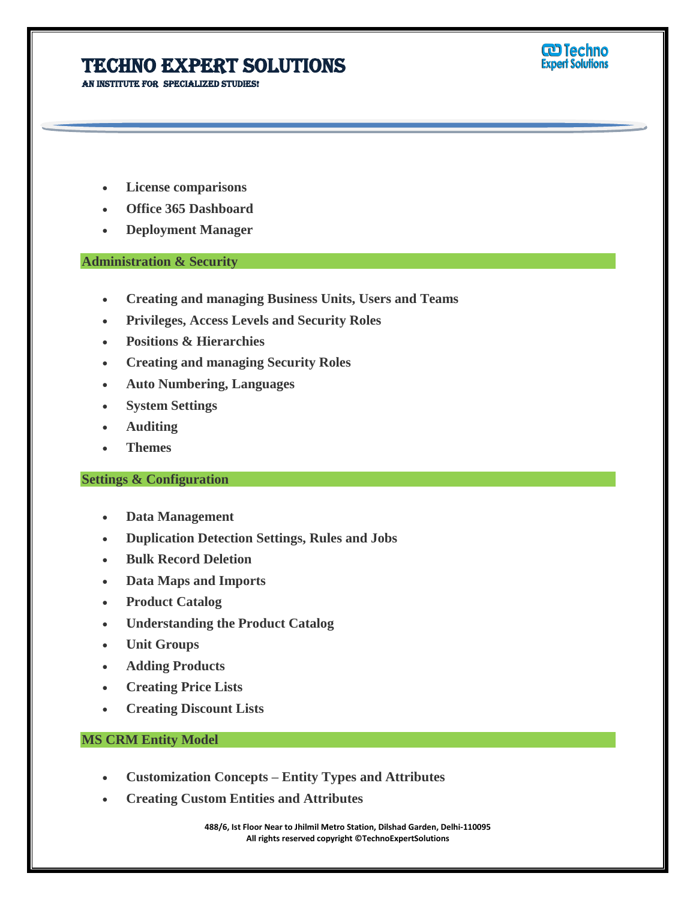- **License comparisons**
- **Office 365 Dashboard**
- **Deployment Manager**

## Administration & Security

- **Creating and managing Business Units, Users and Teams**
- **Privileges, Access Levels and Security Roles**
- **Positions & Hierarchies**
- **Creating and managing Security Roles**
- **Auto Numbering, Languages**
- **System Settings**
- **Auditing**
- **Themes**

## Settings & Configuration

- **Data Management**
- **Duplication Detection Settings, Rules and Jobs**
- **Bulk Record Deletion**
- **Data Maps and Imports**
- **Product Catalog**
- **Understanding the Product Catalog**
- **Unit Groups**
- **Adding Products**
- **Creating Price Lists**
- **Creating Discount Lists**

## MS CRM Entity Model

- **Customization Concepts – Entity Types and Attributes**
- **Creating Custom Entities and Attributes**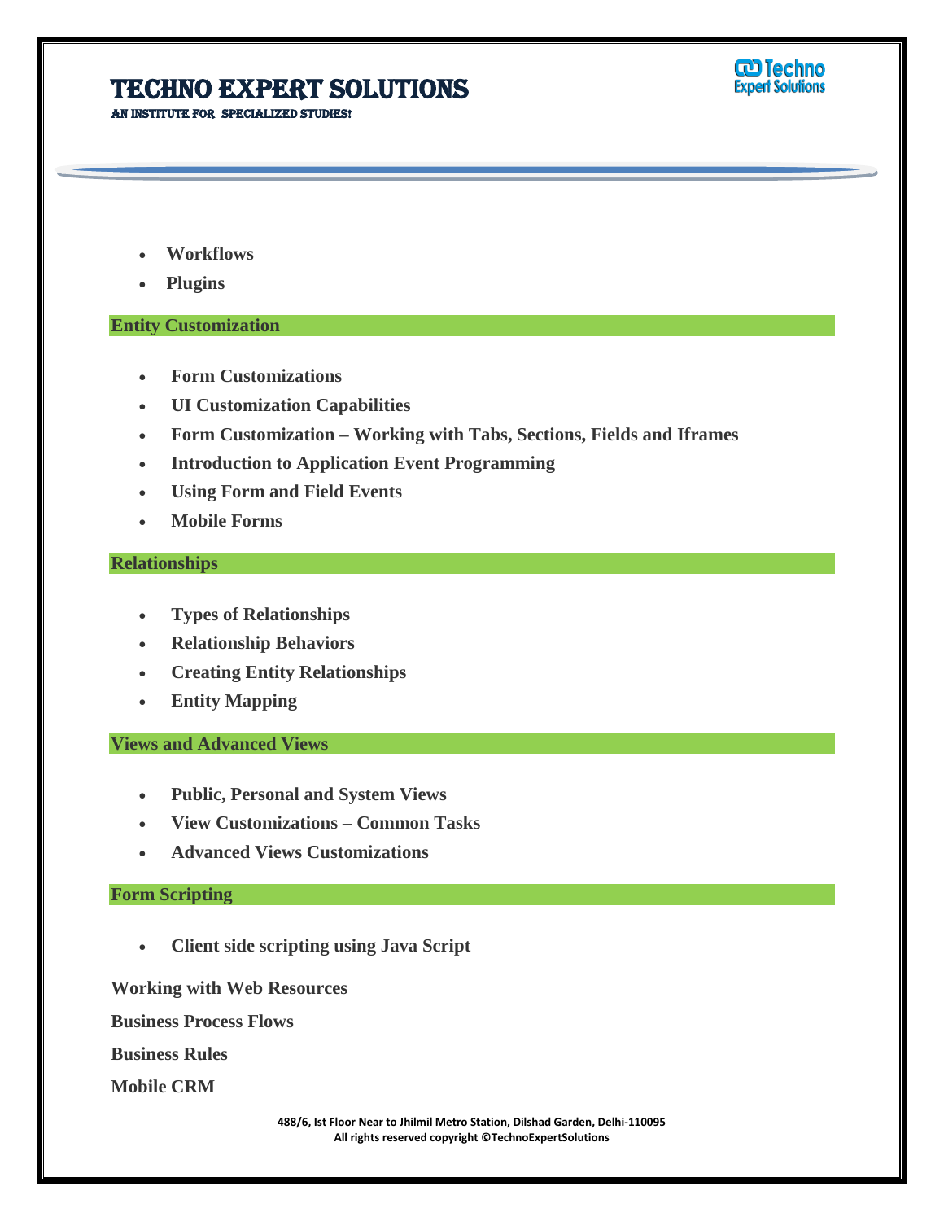- **Workflows**
- **Plugins**

## Entity Customization

- **Form Customizations**
- **UI Customization Capabilities**
- **Form Customization – Working with Tabs, Sections, Fields and Iframes**
- **Introduction to Application Event Programming**
- **Using Form and Field Events**
- **Mobile Forms**

## Relationships

- **Types of Relationships**
- **Relationship Behaviors**
- **Creating Entity Relationships**
- **Entity Mapping**

## Views and Advanced Views

- **Public, Personal and System Views**
- **View Customizations – Common Tasks**
- **Advanced Views Customizations**

## Form Scripting

- **Client side scripting using Java Script**

**Working with Web Resources**

**Business Process Flows**

**Business Rules**

**Mobile CRM**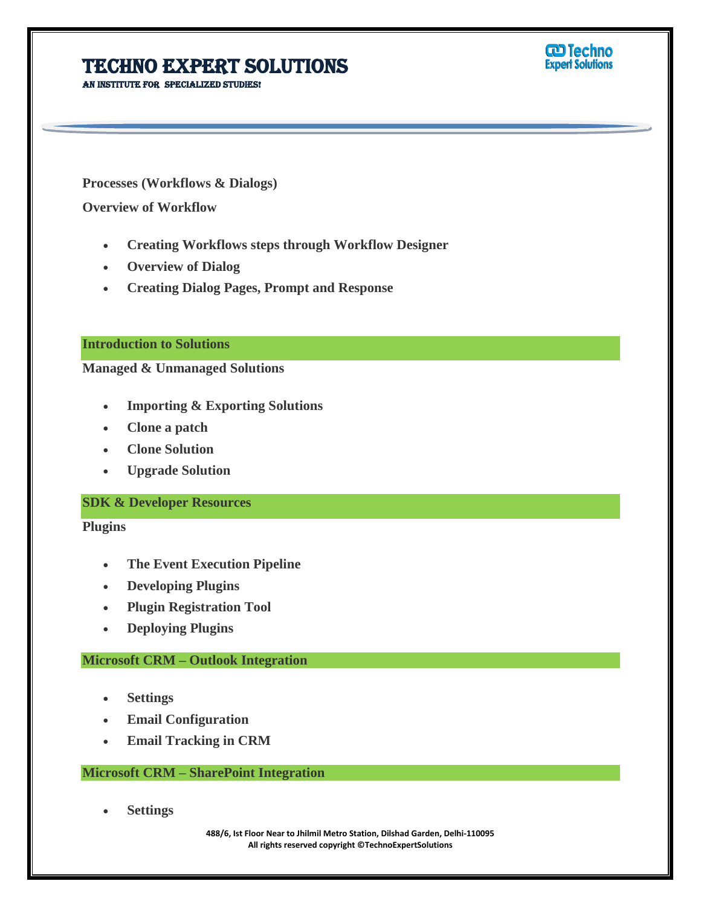**Processes (Workflows & Dialogs)**

**Overview of Workflow**

- **Creating Workflows steps through Workflow Designer**
- **Overview of Dialog**
- **Creating Dialog Pages, Prompt and Response**

## Introduction to Solutions

**Managed & Unmanaged Solutions**

- **Importing & Exporting Solutions**
- **Clone a patch**
- **Clone Solution**
- **Upgrade Solution**

## SDK & Developer Resources

**Plugins**

- **The Event Execution Pipeline**
- **Developing Plugins**
- **Plugin Registration Tool**
- **Deploying Plugins**

## Microsoft CRM – Outlook Integration

- **Settings**
- **Email Configuration**
- **Email Tracking in CRM**

## Microsoft CRM – SharePoint Integration

- **Settings**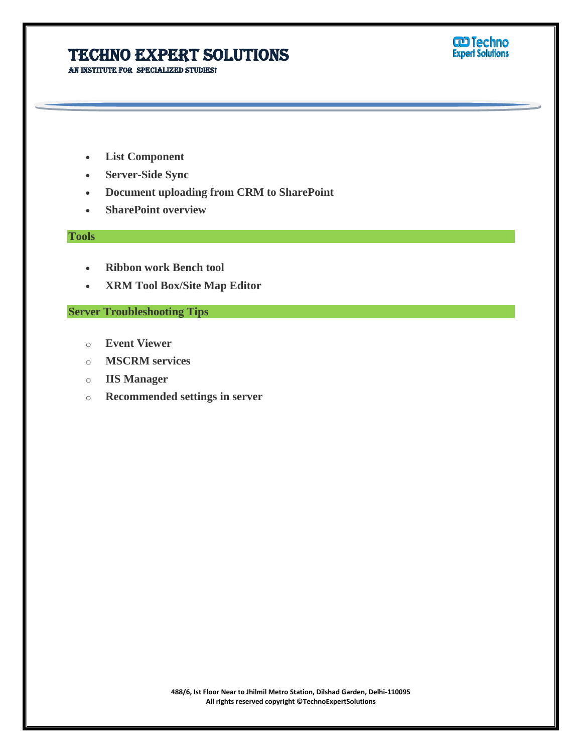- **List Component**
- **Server-Side Sync**
- **Document uploading from CRM to SharePoint**
- **SharePoint overview**

## Tools

- **Ribbon work Bench tool**
- **XRM Tool Box/Site Map Editor**

## Server Troubleshooting Tips

- **Event Viewer**
- **MSCRM services**
- **IIS Manager**
- **Recommended settings in server**